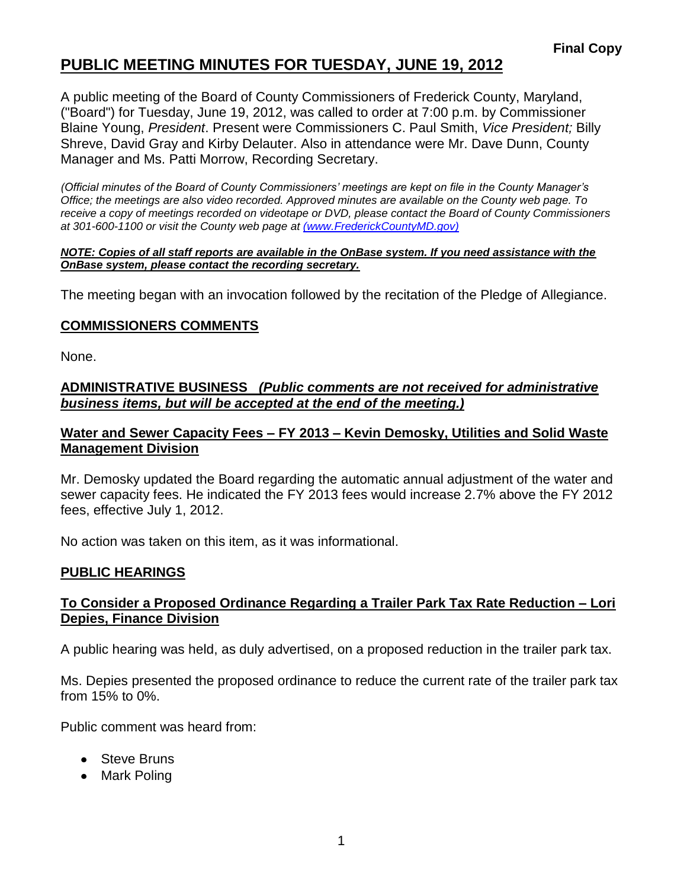**Final Copy**

# PUBLIC MEETING MINUTES FOR TUESDAY, JUNE 19, 2012

A public meeting of the Board of County Commissioners of Frederick County, Maryland, ("Board") for Tuesday, June 19, 2012, was called to order at 7:00 p.m. by Commissioner Blaine Young, *President*. Present were Commissioners C. Paul Smith, *Vice President;* Billy Shreve, David Gray and Kirby Delauter. Also in attendance were Mr. Dave Dunn, County Manager and Ms. Patti Morrow, Recording Secretary.

*(Official minutes of the Board of County Commissioners' meetings are kept on file in the County Manager's Office; the meetings are also video recorded. Approved minutes are available on the County web page. To receive a copy of meetings recorded on videotape or DVD, please contact the Board of County Commissioners at 301-600-1100 or visit the County web page at (www.FrederickCountyMD.gov)*

***NOTE: Copies of all staff reports are available in the OnBase system. If you need assistance with the OnBase system, please contact the recording secretary.***

The meeting began with an invocation followed by the recitation of the Pledge of Allegiance.

## COMMISSIONERS COMMENTS

None.

## ADMINISTRATIVE BUSINESS *(Public comments are not received for administrative business items, but will be accepted at the end of the meeting.)*

### Water and Sewer Capacity Fees – FY 2013 – Kevin Demosky, Utilities and Solid Waste Management Division

Mr. Demosky updated the Board regarding the automatic annual adjustment of the water and sewer capacity fees. He indicated the FY 2013 fees would increase 2.7% above the FY 2012 fees, effective July 1, 2012.

No action was taken on this item, as it was informational.

## PUBLIC HEARINGS

### To Consider a Proposed Ordinance Regarding a Trailer Park Tax Rate Reduction – Lori Depies, Finance Division

A public hearing was held, as duly advertised, on a proposed reduction in the trailer park tax.

Ms. Depies presented the proposed ordinance to reduce the current rate of the trailer park tax from 15% to 0%.

Public comment was heard from:

- Steve Bruns
- Mark Poling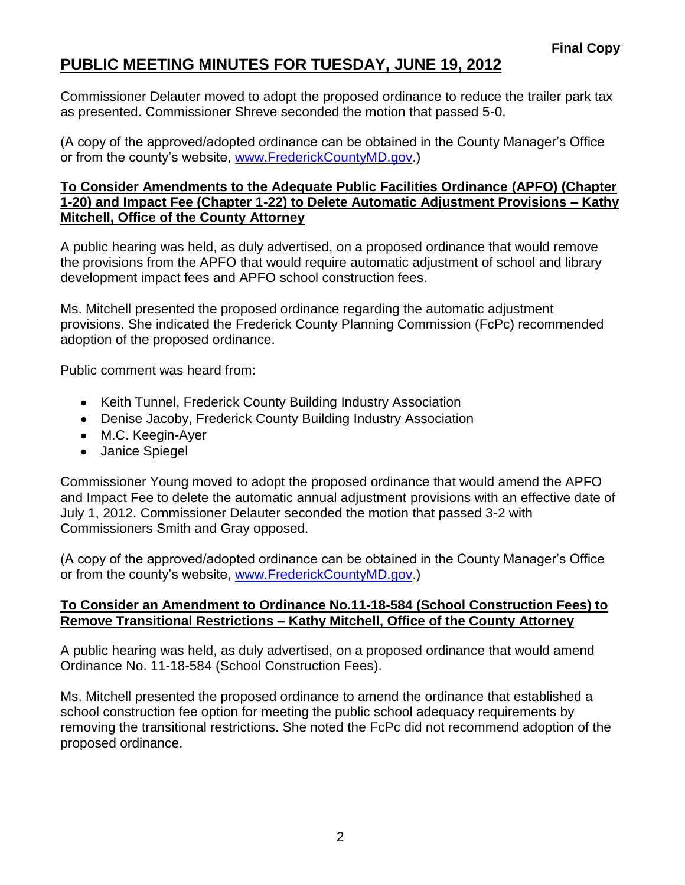**Final Copy**

# PUBLIC MEETING MINUTES FOR TUESDAY, JUNE 19, 2012

Commissioner Delauter moved to adopt the proposed ordinance to reduce the trailer park tax as presented. Commissioner Shreve seconded the motion that passed 5-0.

(A copy of the approved/adopted ordinance can be obtained in the County Manager's Office or from the county's website, www.FrederickCountyMD.gov.)

**To Consider Amendments to the Adequate Public Facilities Ordinance (APFO) (Chapter 1-20) and Impact Fee (Chapter 1-22) to Delete Automatic Adjustment Provisions – Kathy Mitchell, Office of the County Attorney**

A public hearing was held, as duly advertised, on a proposed ordinance that would remove the provisions from the APFO that would require automatic adjustment of school and library development impact fees and APFO school construction fees.

Ms. Mitchell presented the proposed ordinance regarding the automatic adjustment provisions. She indicated the Frederick County Planning Commission (FcPc) recommended adoption of the proposed ordinance.

Public comment was heard from:

- Keith Tunnel, Frederick County Building Industry Association
- Denise Jacoby, Frederick County Building Industry Association
- M.C. Keegin-Ayer
- Janice Spiegel

Commissioner Young moved to adopt the proposed ordinance that would amend the APFO and Impact Fee to delete the automatic annual adjustment provisions with an effective date of July 1, 2012. Commissioner Delauter seconded the motion that passed 3-2 with Commissioners Smith and Gray opposed.

(A copy of the approved/adopted ordinance can be obtained in the County Manager's Office or from the county's website, www.FrederickCountyMD.gov.)

**To Consider an Amendment to Ordinance No.11-18-584 (School Construction Fees) to Remove Transitional Restrictions – Kathy Mitchell, Office of the County Attorney**

A public hearing was held, as duly advertised, on a proposed ordinance that would amend Ordinance No. 11-18-584 (School Construction Fees).

Ms. Mitchell presented the proposed ordinance to amend the ordinance that established a school construction fee option for meeting the public school adequacy requirements by removing the transitional restrictions. She noted the FcPc did not recommend adoption of the proposed ordinance.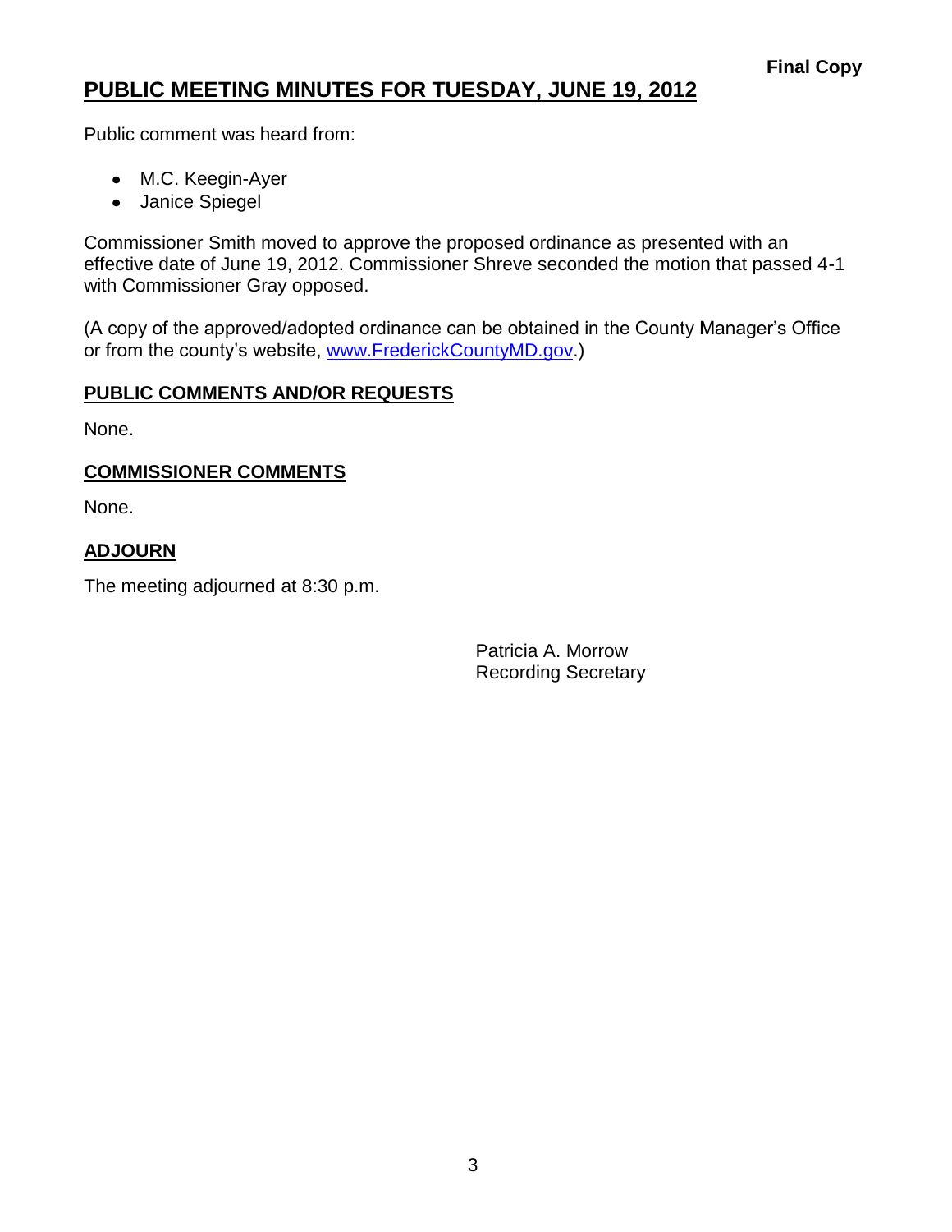**Final Copy**

# PUBLIC MEETING MINUTES FOR TUESDAY, JUNE 19, 2012

Public comment was heard from:

- M.C. Keegin-Ayer
- Janice Spiegel

Commissioner Smith moved to approve the proposed ordinance as presented with an effective date of June 19, 2012. Commissioner Shreve seconded the motion that passed 4-1 with Commissioner Gray opposed.

(A copy of the approved/adopted ordinance can be obtained in the County Manager's Office or from the county's website, www.FrederickCountyMD.gov.)

## PUBLIC COMMENTS AND/OR REQUESTS

None.

## COMMISSIONER COMMENTS

None.

## ADJOURN

The meeting adjourned at 8:30 p.m.

Patricia A. Morrow
Recording Secretary